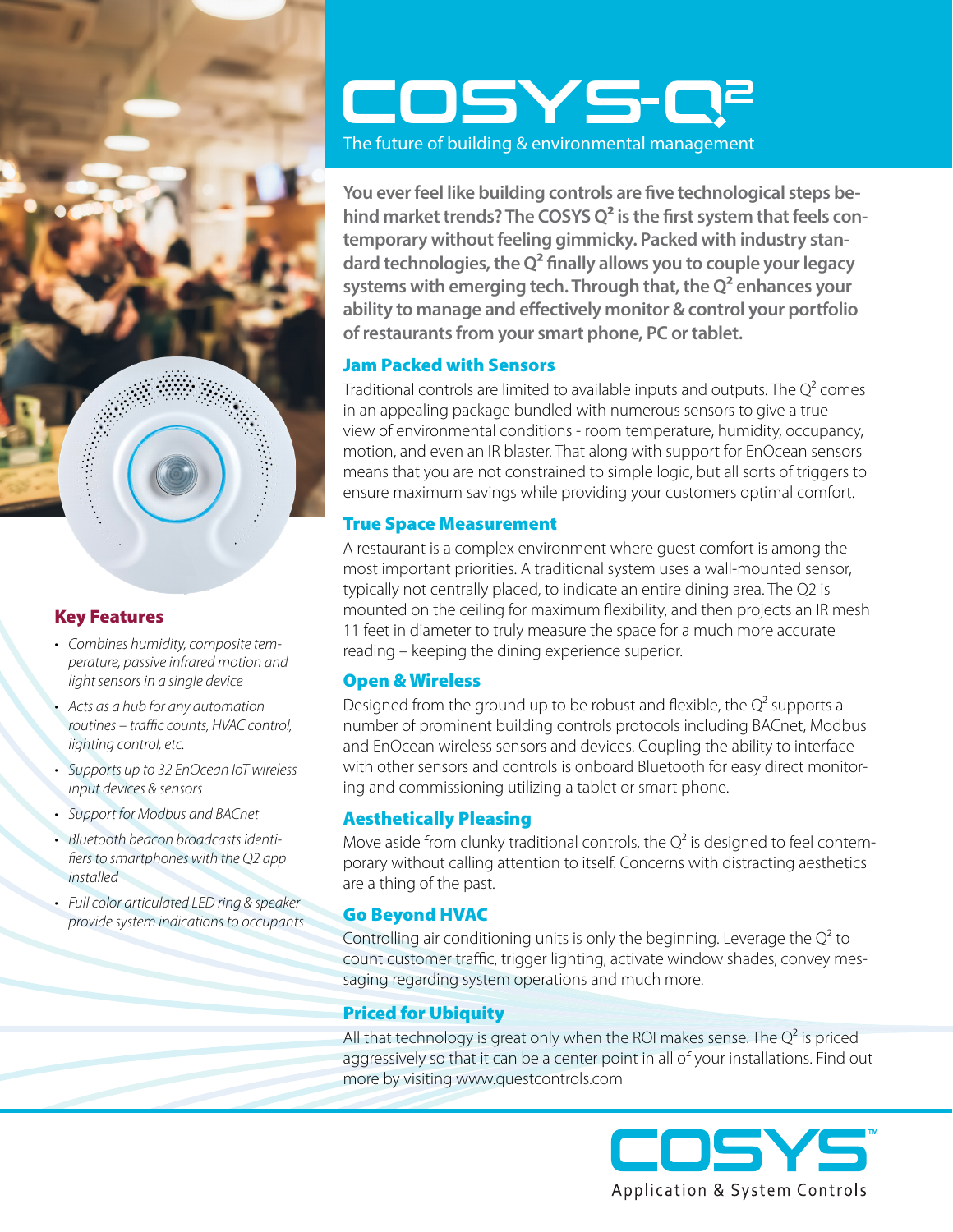# COSYS-Q²

The future of building & environmental management

**You ever feel like building controls are five technological steps behind market trends? The COSYS Q² is the first system that feels contemporary without feeling gimmicky. Packed with industry standard technologies, the Q² finally allows you to couple your legacy systems with emerging tech. Through that, the Q² enhances your ability to manage and effectively monitor & control your portfolio of restaurants from your smart phone, PC or tablet.**

## Jam Packed with Sensors

Traditional controls are limited to available inputs and outputs. The Q² comes in an appealing package bundled with numerous sensors to give a true view of environmental conditions - room temperature, humidity, occupancy, motion, and even an IR blaster. That along with support for EnOcean sensors means that you are not constrained to simple logic, but all sorts of triggers to ensure maximum savings while providing your customers optimal comfort.

## True Space Measurement

A restaurant is a complex environment where guest comfort is among the most important priorities. A traditional system uses a wall-mounted sensor, typically not centrally placed, to indicate an entire dining area. The Q2 is mounted on the ceiling for maximum flexibility, and then projects an IR mesh 11 feet in diameter to truly measure the space for a much more accurate reading – keeping the dining experience superior.

## Open & Wireless

Designed from the ground up to be robust and flexible, the Q² supports a number of prominent building controls protocols including BACnet, Modbus and EnOcean wireless sensors and devices. Coupling the ability to interface with other sensors and controls is onboard Bluetooth for easy direct monitoring and commissioning utilizing a tablet or smart phone.

## Aesthetically Pleasing

Move aside from clunky traditional controls, the Q² is designed to feel contemporary without calling attention to itself. Concerns with distracting aesthetics are a thing of the past.

## Go Beyond HVAC

Controlling air conditioning units is only the beginning. Leverage the Q² to count customer traffic, trigger lighting, activate window shades, convey messaging regarding system operations and much more.

## Priced for Ubiquity

All that technology is great only when the ROI makes sense. The Q² is priced aggressively so that it can be a center point in all of your installations. Find out more by visiting www.questcontrols.com

## Key Features

- *Combines humidity, composite temperature, passive infrared motion and light sensors in a single device*
- *Acts as a hub for any automation routines – traffic counts, HVAC control, lighting control, etc.*
- *Supports up to 32 EnOcean IoT wireless input devices & sensors*
- *Support for Modbus and BACnet*
- *Bluetooth beacon broadcasts identifiers to smartphones with the Q2 app installed*
- *Full color articulated LED ring & speaker provide system indications to occupants*

COSYS™

Application & System Controls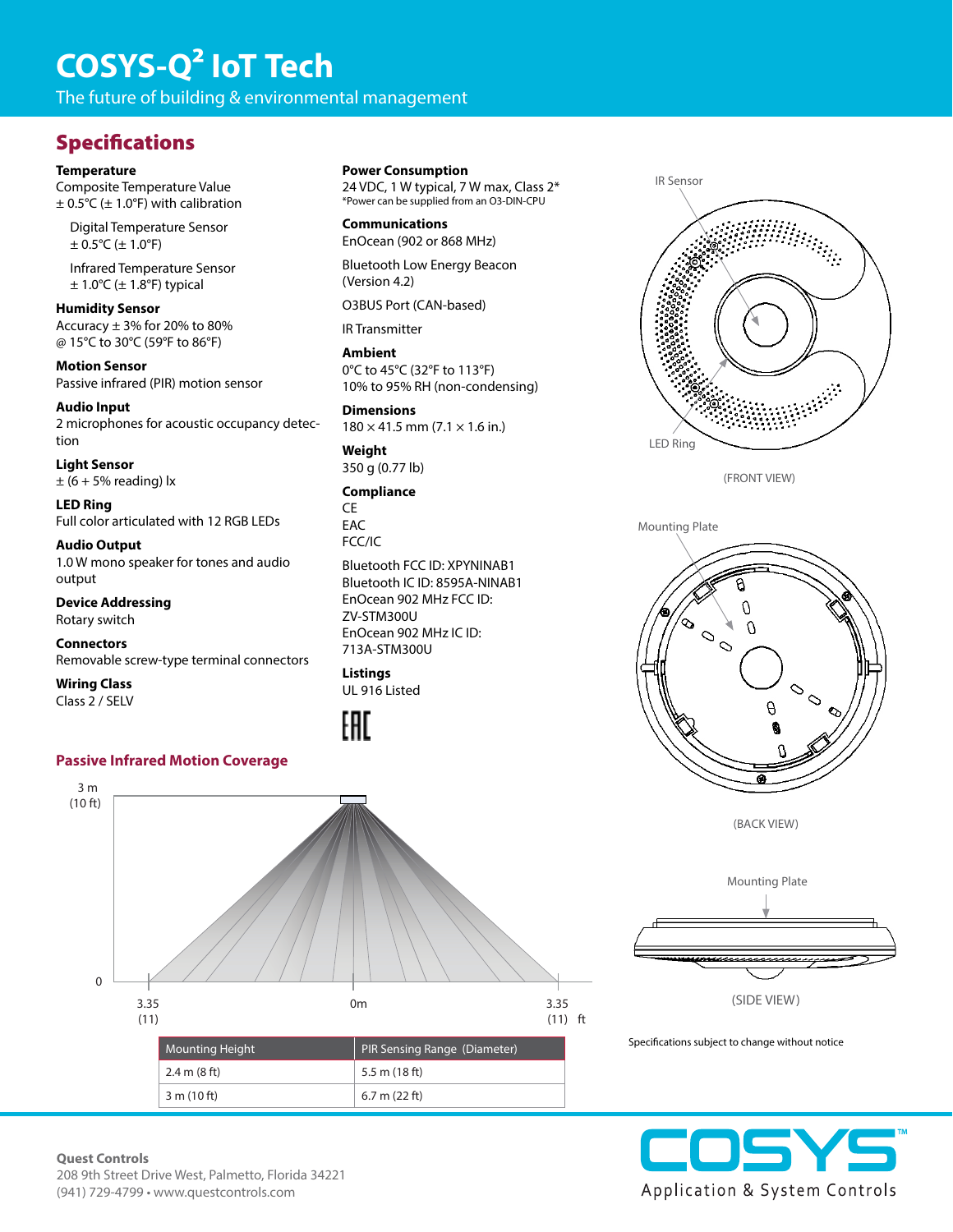# COSYS-Q² IoT Tech

The future of building & environmental management

## Specifications

**Temperature**
Composite Temperature Value
± 0.5°C (± 1.0°F) with calibration

Digital Temperature Sensor
± 0.5°C (± 1.0°F)

Infrared Temperature Sensor
± 1.0°C (± 1.8°F) typical

**Humidity Sensor**
Accuracy ± 3% for 20% to 80%
@ 15°C to 30°C (59°F to 86°F)

**Motion Sensor**
Passive infrared (PIR) motion sensor

**Audio Input**
2 microphones for acoustic occupancy detection

**Light Sensor**
± (6 + 5% reading) lx

**LED Ring**
Full color articulated with 12 RGB LEDs

**Audio Output**
1.0 W mono speaker for tones and audio output

**Device Addressing**
Rotary switch

**Connectors**
Removable screw-type terminal connectors

**Wiring Class**
Class 2 / SELV

**Power Consumption**
24 VDC, 1 W typical, 7 W max, Class 2*
*Power can be supplied from an O3-DIN-CPU

**Communications**
EnOcean (902 or 868 MHz)

Bluetooth Low Energy Beacon (Version 4.2)

O3BUS Port (CAN-based)

IR Transmitter

**Ambient**
0°C to 45°C (32°F to 113°F)
10% to 95% RH (non-condensing)

**Dimensions**
180 × 41.5 mm (7.1 × 1.6 in.)

**Weight**
350 g (0.77 lb)

**Compliance**
CE
EAC
FCC/IC

Bluetooth FCC ID: XPYNINAB1
Bluetooth IC ID: 8595A-NINAB1
EnOcean 902 MHz FCC ID: ZV-STM300U
EnOcean 902 MHz IC ID: 713A-STM300U

**Listings**
UL 916 Listed

IR Sensor

LED Ring

(FRONT VIEW)

Mounting Plate

(BACK VIEW)

Mounting Plate

(SIDE VIEW)

### Passive Infrared Motion Coverage

3 m
(10 ft)
0
3.35
(11)
0m
3.35
(11) ft

| Mounting Height | PIR Sensing Range (Diameter) |
|---|---|
| 2.4 m (8 ft) | 5.5 m (18 ft) |
| 3 m (10 ft) | 6.7 m (22 ft) |

Specifications subject to change without notice

**Quest Controls**
208 9th Street Drive West, Palmetto, Florida 34221
(941) 729-4799 • www.questcontrols.com

COSYS™
Application & System Controls